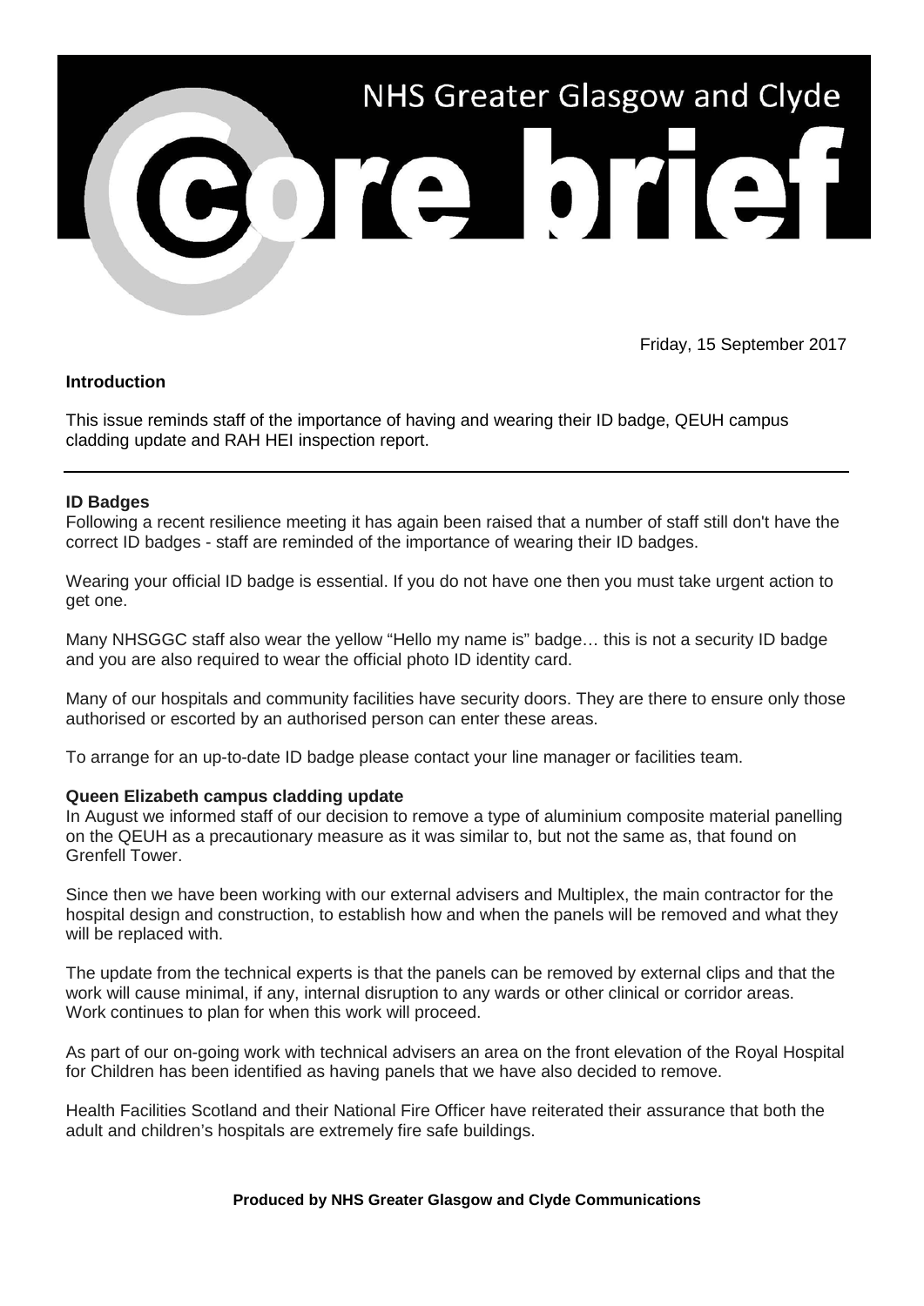# NHS Greater Glasgow and Clyde

# core brief

Friday, 15 September 2017

**Introduction**

This issue reminds staff of the importance of having and wearing their ID badge, QEUH campus cladding update and RAH HEI inspection report.

---

**ID Badges**

Following a recent resilience meeting it has again been raised that a number of staff still don't have the correct ID badges - staff are reminded of the importance of wearing their ID badges.

Wearing your official ID badge is essential. If you do not have one then you must take urgent action to get one.

Many NHSGGC staff also wear the yellow "Hello my name is" badge… this is not a security ID badge and you are also required to wear the official photo ID identity card.

Many of our hospitals and community facilities have security doors. They are there to ensure only those authorised or escorted by an authorised person can enter these areas.

To arrange for an up-to-date ID badge please contact your line manager or facilities team.

**Queen Elizabeth campus cladding update**

In August we informed staff of our decision to remove a type of aluminium composite material panelling on the QEUH as a precautionary measure as it was similar to, but not the same as, that found on Grenfell Tower.

Since then we have been working with our external advisers and Multiplex, the main contractor for the hospital design and construction, to establish how and when the panels will be removed and what they will be replaced with.

The update from the technical experts is that the panels can be removed by external clips and that the work will cause minimal, if any, internal disruption to any wards or other clinical or corridor areas. Work continues to plan for when this work will proceed.

As part of our on-going work with technical advisers an area on the front elevation of the Royal Hospital for Children has been identified as having panels that we have also decided to remove.

Health Facilities Scotland and their National Fire Officer have reiterated their assurance that both the adult and children's hospitals are extremely fire safe buildings.

**Produced by NHS Greater Glasgow and Clyde Communications**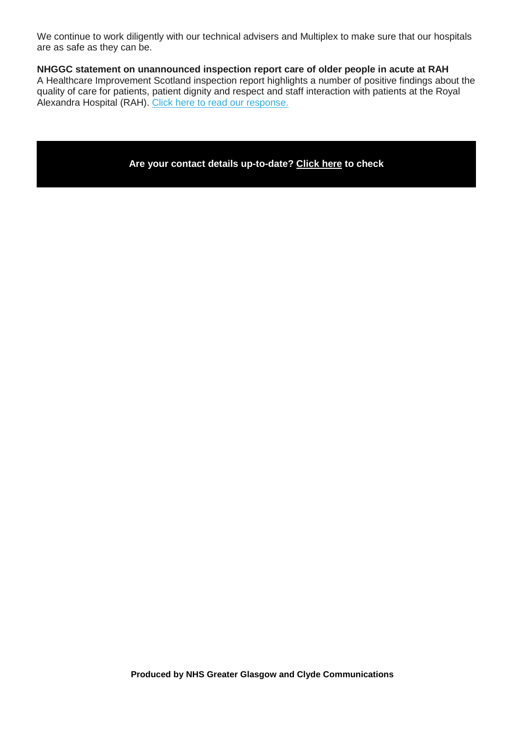We continue to work diligently with our technical advisers and Multiplex to make sure that our hospitals are as safe as they can be.

**NHGGC statement on unannounced inspection report care of older people in acute at RAH**
A Healthcare Improvement Scotland inspection report highlights a number of positive findings about the quality of care for patients, patient dignity and respect and staff interaction with patients at the Royal Alexandra Hospital (RAH). Click here to read our response.

**Are your contact details up-to-date? Click here to check**

**Produced by NHS Greater Glasgow and Clyde Communications**